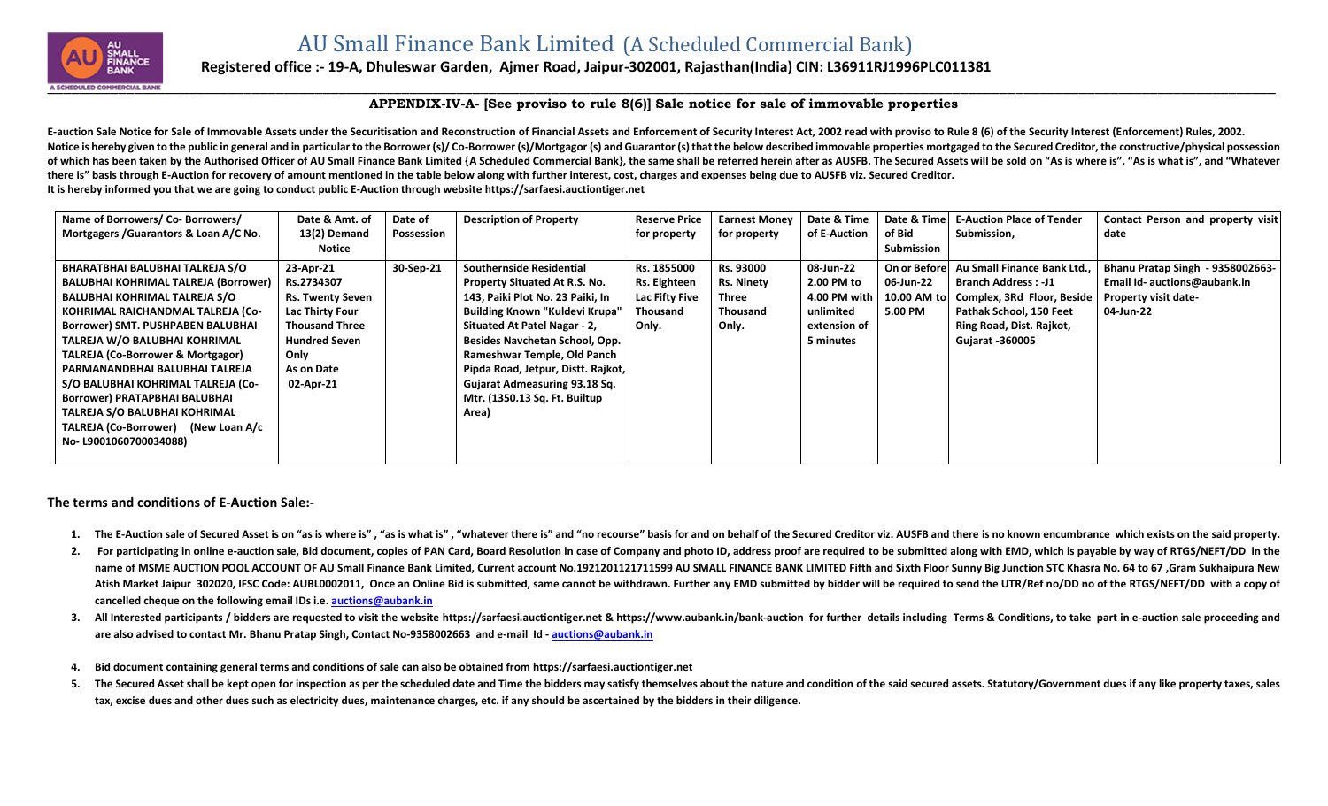# AU Small Finance Bank Limited (A Scheduled Commercial Bank)

**Registered office :- 19-A, Dhuleswar Garden, Ajmer Road, Jaipur-302001, Rajasthan(India) CIN: L36911RJ1996PLC011381**

## APPENDIX-IV-A- [See proviso to rule 8(6)] Sale notice for sale of immovable properties

**E-auction Sale Notice for Sale of Immovable Assets under the Securitisation and Reconstruction of Financial Assets and Enforcement of Security Interest Act, 2002 read with proviso to Rule 8 (6) of the Security Interest (Enforcement) Rules, 2002. Notice is hereby given to the public in general and in particular to the Borrower (s)/ Co-Borrower (s)/Mortgagor (s) and Guarantor (s) that the below described immovable properties mortgaged to the Secured Creditor, the constructive/physical possession of which has been taken by the Authorised Officer of AU Small Finance Bank Limited {A Scheduled Commercial Bank}, the same shall be referred herein after as AUSFB. The Secured Assets will be sold on "As is where is", "As is what is", and "Whatever there is" basis through E-Auction for recovery of amount mentioned in the table below along with further interest, cost, charges and expenses being due to AUSFB viz. Secured Creditor.**
**It is hereby informed you that we are going to conduct public E-Auction through website https://sarfaesi.auctiontiger.net**

| Name of Borrowers/ Co- Borrowers/ Mortgagers /Guarantors & Loan A/C No. | Date & Amt. of 13(2) Demand Notice | Date of Possession | Description of Property | Reserve Price for property | Earnest Money for property | Date & Time of E-Auction | Date & Time of Bid Submission | E-Auction Place of Tender Submission, | Contact Person and property visit date |
|---|---|---|---|---|---|---|---|---|---|
| **BHARATBHAI BALUBHAI TALREJA S/O BALUBHAI KOHRIMAL TALREJA (Borrower) BALUBHAI KOHRIMAL TALREJA S/O KOHRIMAL RAICHANDMAL TALREJA (Co-Borrower) SMT. PUSHPABEN BALUBHAI TALREJA W/O BALUBHAI KOHRIMAL TALREJA (Co-Borrower & Mortgagor) PARMANANDBHAI BALUBHAI TALREJA S/O BALUBHAI KOHRIMAL TALREJA (Co-Borrower) PRATAPBHAI BALUBHAI TALREJA S/O BALUBHAI KOHRIMAL TALREJA (Co-Borrower) (New Loan A/c No- L9001060700034088)** | **23-Apr-21 Rs.2734307 Rs. Twenty Seven Lac Thirty Four Thousand Three Hundred Seven Only As on Date 02-Apr-21** | **30-Sep-21** | **Southernside Residential Property Situated At R.S. No. 143, Paiki Plot No. 23 Paiki, In Building Known "Kuldevi Krupa" Situated At Patel Nagar - 2, Besides Navchetan School, Opp. Rameshwar Temple, Old Panch Pipda Road, Jetpur, Distt. Rajkot, Gujarat Admeasuring 93.18 Sq. Mtr. (1350.13 Sq. Ft. Builtup Area)** | **Rs. 1855000 Rs. Eighteen Lac Fifty Five Thousand Only.** | **Rs. 93000 Rs. Ninety Three Thousand Only.** | **08-Jun-22 2.00 PM to 4.00 PM with unlimited extension of 5 minutes** | **On or Before 06-Jun-22 10.00 AM to 5.00 PM** | **Au Small Finance Bank Ltd., Branch Address : -J1 Complex, 3Rd Floor, Beside Pathak School, 150 Feet Ring Road, Dist. Rajkot, Gujarat -360005** | **Bhanu Pratap Singh - 9358002663- Email Id- auctions@aubank.in Property visit date- 04-Jun-22** |

### The terms and conditions of E-Auction Sale:-

1. **The E-Auction sale of Secured Asset is on "as is where is" , "as is what is" , "whatever there is" and "no recourse" basis for and on behalf of the Secured Creditor viz. AUSFB and there is no known encumbrance which exists on the said property.**
2. **For participating in online e-auction sale, Bid document, copies of PAN Card, Board Resolution in case of Company and photo ID, address proof are required to be submitted along with EMD, which is payable by way of RTGS/NEFT/DD in the name of MSME AUCTION POOL ACCOUNT OF AU Small Finance Bank Limited, Current account No.1921201121711599 AU SMALL FINANCE BANK LIMITED Fifth and Sixth Floor Sunny Big Junction STC Khasra No. 64 to 67 ,Gram Sukhaipura New Atish Market Jaipur 302020, IFSC Code: AUBL0002011, Once an Online Bid is submitted, same cannot be withdrawn. Further any EMD submitted by bidder will be required to send the UTR/Ref no/DD no of the RTGS/NEFT/DD with a copy of cancelled cheque on the following email IDs i.e. auctions@aubank.in**
3. **All Interested participants / bidders are requested to visit the website https://sarfaesi.auctiontiger.net & https://www.aubank.in/bank-auction for further details including Terms & Conditions, to take part in e-auction sale proceeding and are also advised to contact Mr. Bhanu Pratap Singh, Contact No-9358002663 and e-mail Id - auctions@aubank.in**
4. **Bid document containing general terms and conditions of sale can also be obtained from https://sarfaesi.auctiontiger.net**
5. **The Secured Asset shall be kept open for inspection as per the scheduled date and Time the bidders may satisfy themselves about the nature and condition of the said secured assets. Statutory/Government dues if any like property taxes, sales tax, excise dues and other dues such as electricity dues, maintenance charges, etc. if any should be ascertained by the bidders in their diligence.**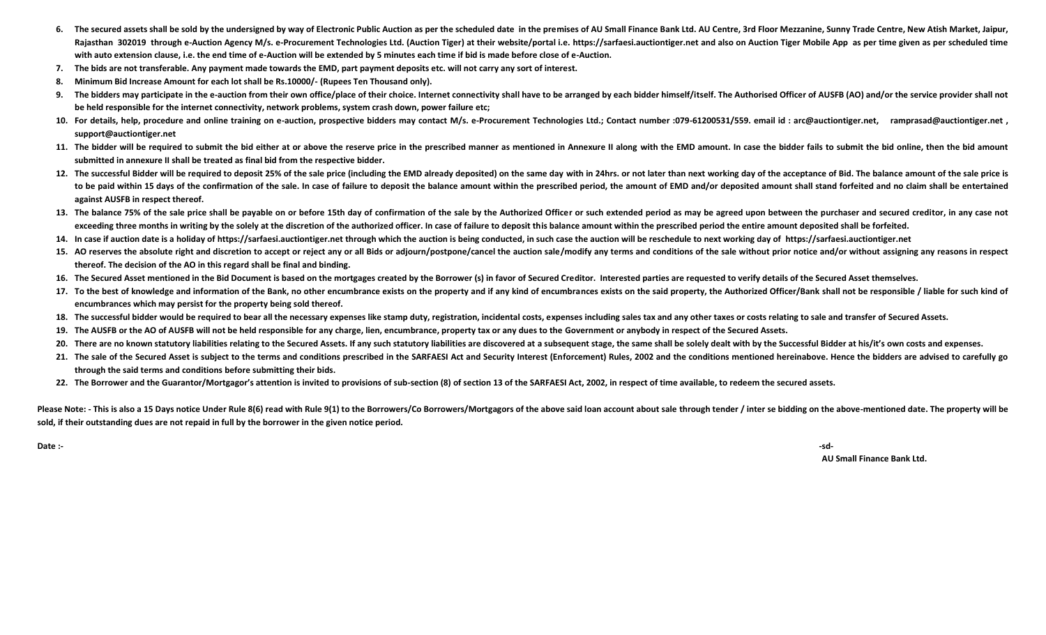6. **The secured assets shall be sold by the undersigned by way of Electronic Public Auction as per the scheduled date in the premises of AU Small Finance Bank Ltd. AU Centre, 3rd Floor Mezzanine, Sunny Trade Centre, New Atish Market, Jaipur, Rajasthan 302019 through e-Auction Agency M/s. e-Procurement Technologies Ltd. (Auction Tiger) at their website/portal i.e. https://sarfaesi.auctiontiger.net and also on Auction Tiger Mobile App as per time given as per scheduled time with auto extension clause, i.e. the end time of e-Auction will be extended by 5 minutes each time if bid is made before close of e-Auction.**
7. **The bids are not transferable. Any payment made towards the EMD, part payment deposits etc. will not carry any sort of interest.**
8. **Minimum Bid Increase Amount for each lot shall be Rs.10000/- (Rupees Ten Thousand only).**
9. **The bidders may participate in the e-auction from their own office/place of their choice. Internet connectivity shall have to be arranged by each bidder himself/itself. The Authorised Officer of AUSFB (AO) and/or the service provider shall not be held responsible for the internet connectivity, network problems, system crash down, power failure etc;**
10. **For details, help, procedure and online training on e-auction, prospective bidders may contact M/s. e-Procurement Technologies Ltd.; Contact number :079-61200531/559. email id : arc@auctiontiger.net, ramprasad@auctiontiger.net , support@auctiontiger.net**
11. **The bidder will be required to submit the bid either at or above the reserve price in the prescribed manner as mentioned in Annexure II along with the EMD amount. In case the bidder fails to submit the bid online, then the bid amount submitted in annexure II shall be treated as final bid from the respective bidder.**
12. **The successful Bidder will be required to deposit 25% of the sale price (including the EMD already deposited) on the same day with in 24hrs. or not later than next working day of the acceptance of Bid. The balance amount of the sale price is to be paid within 15 days of the confirmation of the sale. In case of failure to deposit the balance amount within the prescribed period, the amount of EMD and/or deposited amount shall stand forfeited and no claim shall be entertained against AUSFB in respect thereof.**
13. **The balance 75% of the sale price shall be payable on or before 15th day of confirmation of the sale by the Authorized Officer or such extended period as may be agreed upon between the purchaser and secured creditor, in any case not exceeding three months in writing by the solely at the discretion of the authorized officer. In case of failure to deposit this balance amount within the prescribed period the entire amount deposited shall be forfeited.**
14. **In case if auction date is a holiday of https://sarfaesi.auctiontiger.net through which the auction is being conducted, in such case the auction will be reschedule to next working day of https://sarfaesi.auctiontiger.net**
15. **AO reserves the absolute right and discretion to accept or reject any or all Bids or adjourn/postpone/cancel the auction sale/modify any terms and conditions of the sale without prior notice and/or without assigning any reasons in respect thereof. The decision of the AO in this regard shall be final and binding.**
16. **The Secured Asset mentioned in the Bid Document is based on the mortgages created by the Borrower (s) in favor of Secured Creditor. Interested parties are requested to verify details of the Secured Asset themselves.**
17. **To the best of knowledge and information of the Bank, no other encumbrance exists on the property and if any kind of encumbrances exists on the said property, the Authorized Officer/Bank shall not be responsible / liable for such kind of encumbrances which may persist for the property being sold thereof.**
18. **The successful bidder would be required to bear all the necessary expenses like stamp duty, registration, incidental costs, expenses including sales tax and any other taxes or costs relating to sale and transfer of Secured Assets.**
19. **The AUSFB or the AO of AUSFB will not be held responsible for any charge, lien, encumbrance, property tax or any dues to the Government or anybody in respect of the Secured Assets.**
20. **There are no known statutory liabilities relating to the Secured Assets. If any such statutory liabilities are discovered at a subsequent stage, the same shall be solely dealt with by the Successful Bidder at his/it's own costs and expenses.**
21. **The sale of the Secured Asset is subject to the terms and conditions prescribed in the SARFAESI Act and Security Interest (Enforcement) Rules, 2002 and the conditions mentioned hereinabove. Hence the bidders are advised to carefully go through the said terms and conditions before submitting their bids.**
22. **The Borrower and the Guarantor/Mortgagor's attention is invited to provisions of sub-section (8) of section 13 of the SARFAESI Act, 2002, in respect of time available, to redeem the secured assets.**

**Please Note: - This is also a 15 Days notice Under Rule 8(6) read with Rule 9(1) to the Borrowers/Co Borrowers/Mortgagors of the above said loan account about sale through tender / inter se bidding on the above-mentioned date. The property will be sold, if their outstanding dues are not repaid in full by the borrower in the given notice period.**

**Date :-**

**-sd-**

**AU Small Finance Bank Ltd.**